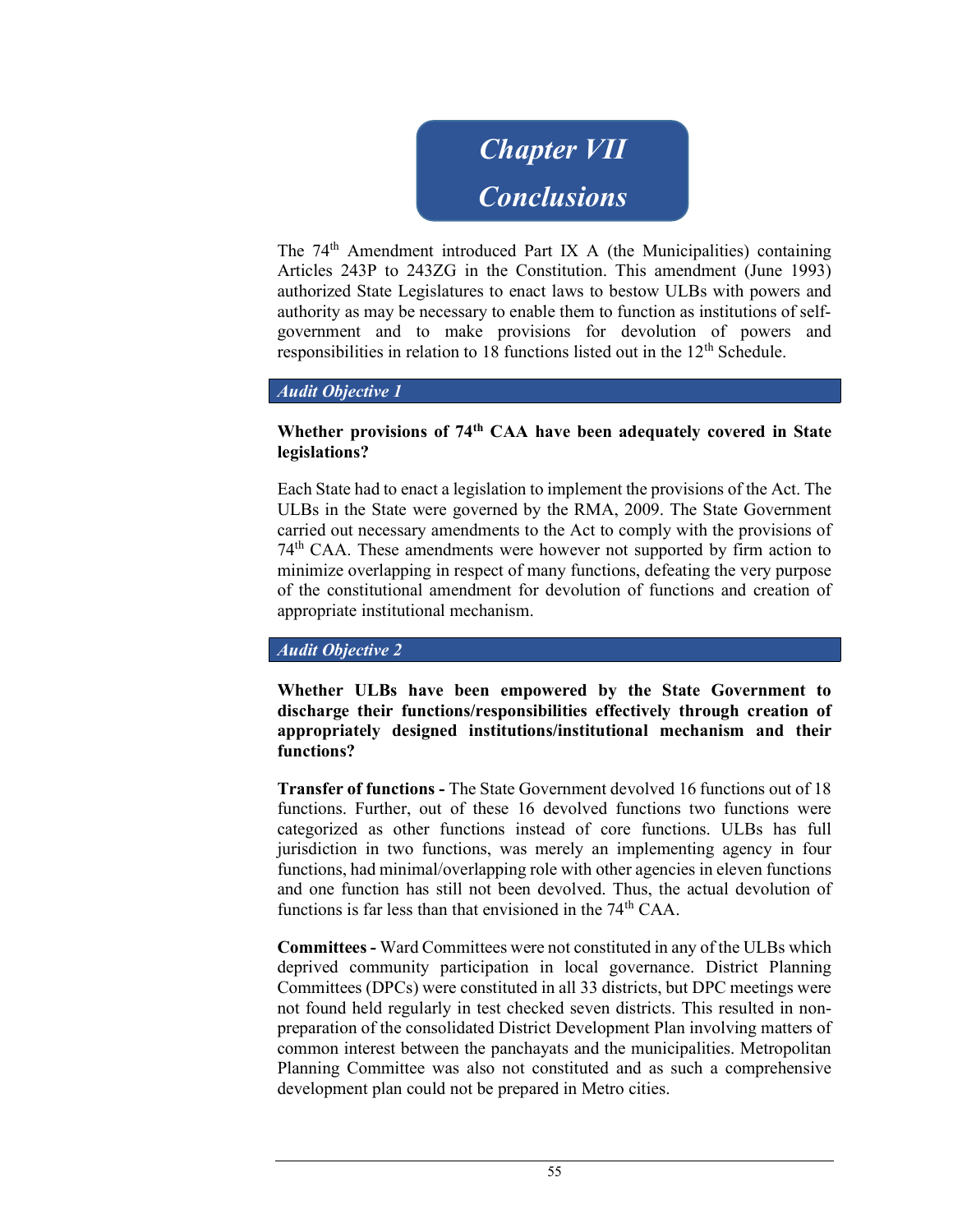# Chapter VII
# Conclusions

The 74th Amendment introduced Part IX A (the Municipalities) containing Articles 243P to 243ZG in the Constitution. This amendment (June 1993) authorized State Legislatures to enact laws to bestow ULBs with powers and authority as may be necessary to enable them to function as institutions of self-government and to make provisions for devolution of powers and responsibilities in relation to 18 functions listed out in the 12th Schedule.

### *Audit Objective 1*

**Whether provisions of 74th CAA have been adequately covered in State legislations?**

Each State had to enact a legislation to implement the provisions of the Act. The ULBs in the State were governed by the RMA, 2009. The State Government carried out necessary amendments to the Act to comply with the provisions of 74th CAA. These amendments were however not supported by firm action to minimize overlapping in respect of many functions, defeating the very purpose of the constitutional amendment for devolution of functions and creation of appropriate institutional mechanism.

### *Audit Objective 2*

**Whether ULBs have been empowered by the State Government to discharge their functions/responsibilities effectively through creation of appropriately designed institutions/institutional mechanism and their functions?**

**Transfer of functions -** The State Government devolved 16 functions out of 18 functions. Further, out of these 16 devolved functions two functions were categorized as other functions instead of core functions. ULBs has full jurisdiction in two functions, was merely an implementing agency in four functions, had minimal/overlapping role with other agencies in eleven functions and one function has still not been devolved. Thus, the actual devolution of functions is far less than that envisioned in the 74th CAA.

**Committees -** Ward Committees were not constituted in any of the ULBs which deprived community participation in local governance. District Planning Committees (DPCs) were constituted in all 33 districts, but DPC meetings were not found held regularly in test checked seven districts. This resulted in non-preparation of the consolidated District Development Plan involving matters of common interest between the panchayats and the municipalities. Metropolitan Planning Committee was also not constituted and as such a comprehensive development plan could not be prepared in Metro cities.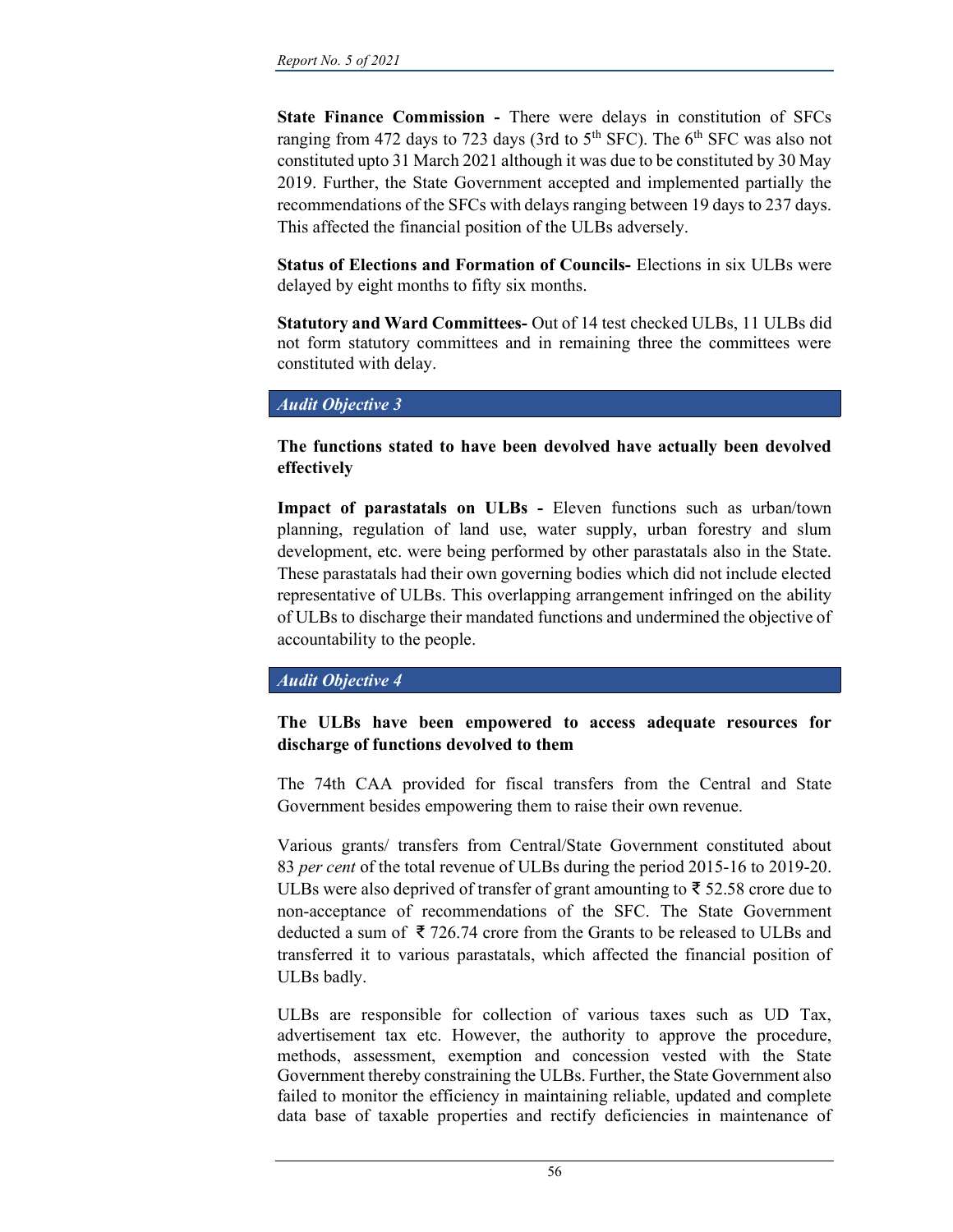**State Finance Commission -** There were delays in constitution of SFCs ranging from 472 days to 723 days (3rd to 5th SFC). The 6th SFC was also not constituted upto 31 March 2021 although it was due to be constituted by 30 May 2019. Further, the State Government accepted and implemented partially the recommendations of the SFCs with delays ranging between 19 days to 237 days. This affected the financial position of the ULBs adversely.

**Status of Elections and Formation of Councils-** Elections in six ULBs were delayed by eight months to fifty six months.

**Statutory and Ward Committees-** Out of 14 test checked ULBs, 11 ULBs did not form statutory committees and in remaining three the committees were constituted with delay.

### *Audit Objective 3*

**The functions stated to have been devolved have actually been devolved effectively**

**Impact of parastatals on ULBs -** Eleven functions such as urban/town planning, regulation of land use, water supply, urban forestry and slum development, etc. were being performed by other parastatals also in the State. These parastatals had their own governing bodies which did not include elected representative of ULBs. This overlapping arrangement infringed on the ability of ULBs to discharge their mandated functions and undermined the objective of accountability to the people.

### *Audit Objective 4*

**The ULBs have been empowered to access adequate resources for discharge of functions devolved to them**

The 74th CAA provided for fiscal transfers from the Central and State Government besides empowering them to raise their own revenue.

Various grants/ transfers from Central/State Government constituted about 83 *per cent* of the total revenue of ULBs during the period 2015-16 to 2019-20. ULBs were also deprived of transfer of grant amounting to ₹ 52.58 crore due to non-acceptance of recommendations of the SFC. The State Government deducted a sum of ₹ 726.74 crore from the Grants to be released to ULBs and transferred it to various parastatals, which affected the financial position of ULBs badly.

ULBs are responsible for collection of various taxes such as UD Tax, advertisement tax etc. However, the authority to approve the procedure, methods, assessment, exemption and concession vested with the State Government thereby constraining the ULBs. Further, the State Government also failed to monitor the efficiency in maintaining reliable, updated and complete data base of taxable properties and rectify deficiencies in maintenance of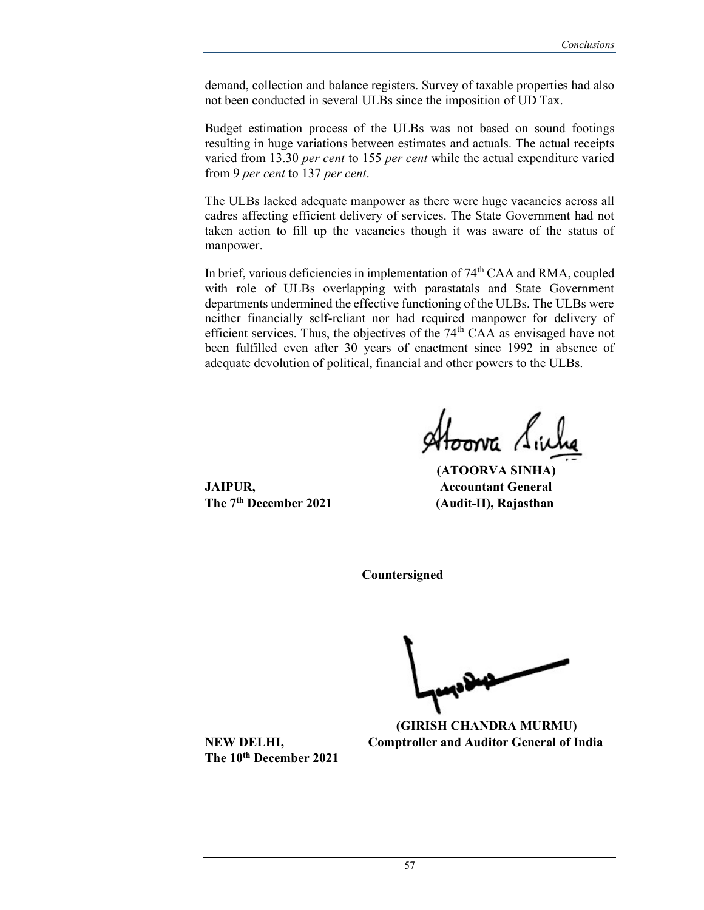demand, collection and balance registers. Survey of taxable properties had also not been conducted in several ULBs since the imposition of UD Tax.

Budget estimation process of the ULBs was not based on sound footings resulting in huge variations between estimates and actuals. The actual receipts varied from 13.30 *per cent* to 155 *per cent* while the actual expenditure varied from 9 *per cent* to 137 *per cent*.

The ULBs lacked adequate manpower as there were huge vacancies across all cadres affecting efficient delivery of services. The State Government had not taken action to fill up the vacancies though it was aware of the status of manpower.

In brief, various deficiencies in implementation of 74th CAA and RMA, coupled with role of ULBs overlapping with parastatals and State Government departments undermined the effective functioning of the ULBs. The ULBs were neither financially self-reliant nor had required manpower for delivery of efficient services. Thus, the objectives of the 74th CAA as envisaged have not been fulfilled even after 30 years of enactment since 1992 in absence of adequate devolution of political, financial and other powers to the ULBs.

**(ATOORVA SINHA)**
**Accountant General**
**(Audit-II), Rajasthan**

**JAIPUR,**
**The 7th December 2021**

**Countersigned**

**(GIRISH CHANDRA MURMU)**
**Comptroller and Auditor General of India**

**NEW DELHI,**
**The 10th December 2021**